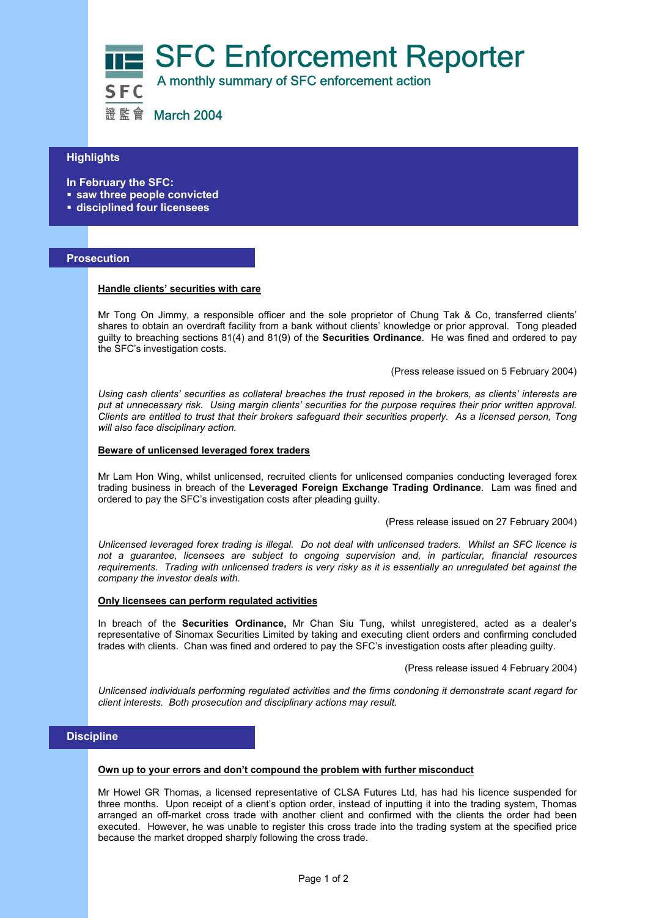# SFC Enforcement Reporter

A monthly summary of SFC enforcement action

SFC 證監會

March 2004

## Highlights

**In February the SFC:**

- **saw three people convicted**
- **disciplined four licensees**

## Prosecution

### Handle clients' securities with care

Mr Tong On Jimmy, a responsible officer and the sole proprietor of Chung Tak & Co, transferred clients' shares to obtain an overdraft facility from a bank without clients' knowledge or prior approval. Tong pleaded guilty to breaching sections 81(4) and 81(9) of the **Securities Ordinance**. He was fined and ordered to pay the SFC's investigation costs.

(Press release issued on 5 February 2004)

*Using cash clients' securities as collateral breaches the trust reposed in the brokers, as clients' interests are put at unnecessary risk. Using margin clients' securities for the purpose requires their prior written approval. Clients are entitled to trust that their brokers safeguard their securities properly. As a licensed person, Tong will also face disciplinary action.*

### Beware of unlicensed leveraged forex traders

Mr Lam Hon Wing, whilst unlicensed, recruited clients for unlicensed companies conducting leveraged forex trading business in breach of the **Leveraged Foreign Exchange Trading Ordinance**. Lam was fined and ordered to pay the SFC's investigation costs after pleading guilty.

(Press release issued on 27 February 2004)

*Unlicensed leveraged forex trading is illegal. Do not deal with unlicensed traders. Whilst an SFC licence is not a guarantee, licensees are subject to ongoing supervision and, in particular, financial resources requirements. Trading with unlicensed traders is very risky as it is essentially an unregulated bet against the company the investor deals with.*

### Only licensees can perform regulated activities

In breach of the **Securities Ordinance,** Mr Chan Siu Tung, whilst unregistered, acted as a dealer's representative of Sinomax Securities Limited by taking and executing client orders and confirming concluded trades with clients. Chan was fined and ordered to pay the SFC's investigation costs after pleading guilty.

(Press release issued 4 February 2004)

*Unlicensed individuals performing regulated activities and the firms condoning it demonstrate scant regard for client interests. Both prosecution and disciplinary actions may result.*

## Discipline

### Own up to your errors and don't compound the problem with further misconduct

Mr Howel GR Thomas, a licensed representative of CLSA Futures Ltd, has had his licence suspended for three months. Upon receipt of a client's option order, instead of inputting it into the trading system, Thomas arranged an off-market cross trade with another client and confirmed with the clients the order had been executed. However, he was unable to register this cross trade into the trading system at the specified price because the market dropped sharply following the cross trade.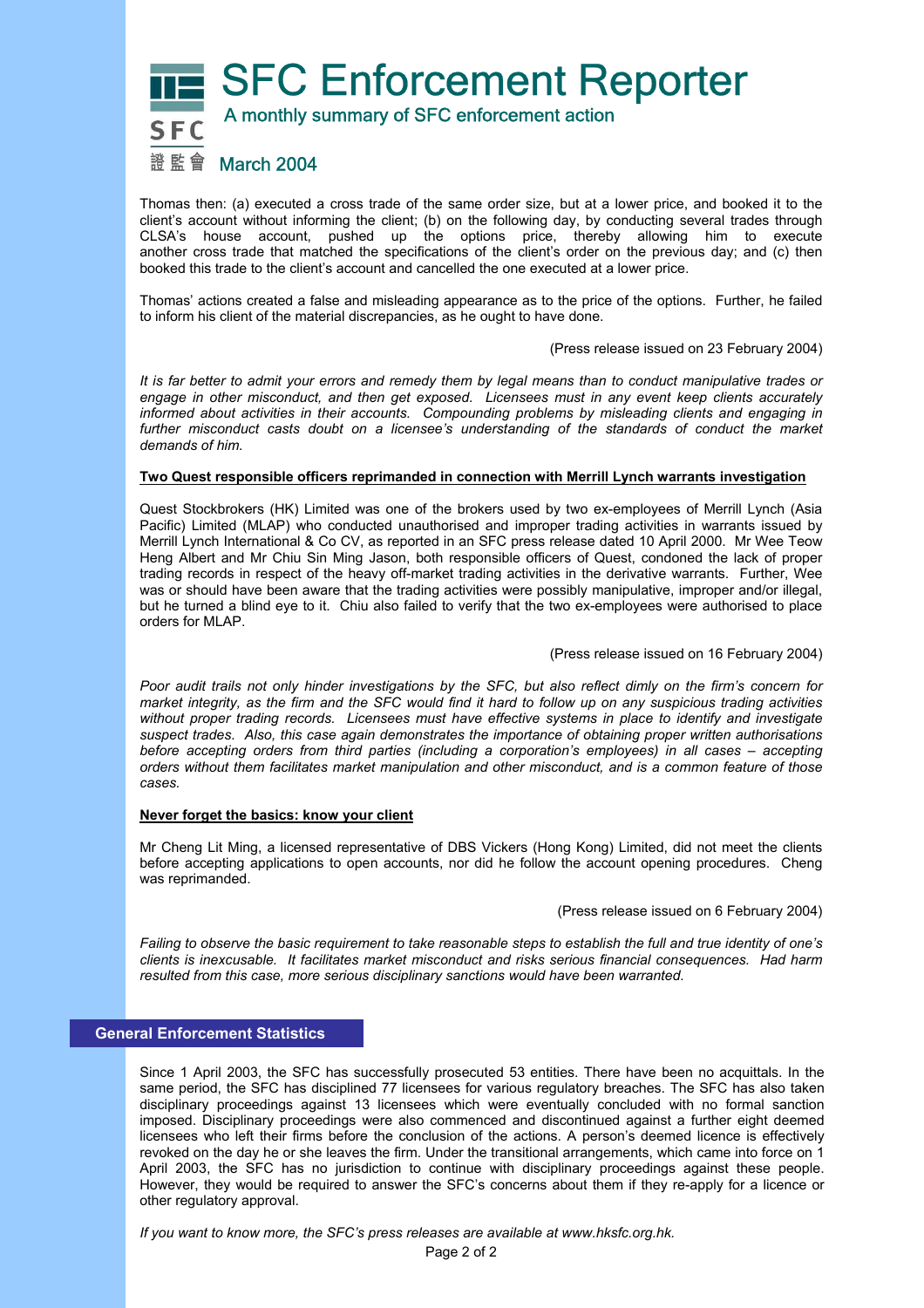Thomas then: (a) executed a cross trade of the same order size, but at a lower price, and booked it to the client's account without informing the client; (b) on the following day, by conducting several trades through CLSA's house account, pushed up the options price, thereby allowing him to execute another cross trade that matched the specifications of the client's order on the previous day; and (c) then booked this trade to the client's account and cancelled the one executed at a lower price.

Thomas' actions created a false and misleading appearance as to the price of the options. Further, he failed to inform his client of the material discrepancies, as he ought to have done.

(Press release issued on 23 February 2004)

*It is far better to admit your errors and remedy them by legal means than to conduct manipulative trades or engage in other misconduct, and then get exposed. Licensees must in any event keep clients accurately informed about activities in their accounts. Compounding problems by misleading clients and engaging in further misconduct casts doubt on a licensee's understanding of the standards of conduct the market demands of him.*

**Two Quest responsible officers reprimanded in connection with Merrill Lynch warrants investigation**

Quest Stockbrokers (HK) Limited was one of the brokers used by two ex-employees of Merrill Lynch (Asia Pacific) Limited (MLAP) who conducted unauthorised and improper trading activities in warrants issued by Merrill Lynch International & Co CV, as reported in an SFC press release dated 10 April 2000. Mr Wee Teow Heng Albert and Mr Chiu Sin Ming Jason, both responsible officers of Quest, condoned the lack of proper trading records in respect of the heavy off-market trading activities in the derivative warrants. Further, Wee was or should have been aware that the trading activities were possibly manipulative, improper and/or illegal, but he turned a blind eye to it. Chiu also failed to verify that the two ex-employees were authorised to place orders for MLAP.

(Press release issued on 16 February 2004)

*Poor audit trails not only hinder investigations by the SFC, but also reflect dimly on the firm's concern for market integrity, as the firm and the SFC would find it hard to follow up on any suspicious trading activities without proper trading records. Licensees must have effective systems in place to identify and investigate suspect trades. Also, this case again demonstrates the importance of obtaining proper written authorisations before accepting orders from third parties (including a corporation's employees) in all cases – accepting orders without them facilitates market manipulation and other misconduct, and is a common feature of those cases.*

**Never forget the basics: know your client**

Mr Cheng Lit Ming, a licensed representative of DBS Vickers (Hong Kong) Limited, did not meet the clients before accepting applications to open accounts, nor did he follow the account opening procedures. Cheng was reprimanded.

(Press release issued on 6 February 2004)

*Failing to observe the basic requirement to take reasonable steps to establish the full and true identity of one's clients is inexcusable. It facilitates market misconduct and risks serious financial consequences. Had harm resulted from this case, more serious disciplinary sanctions would have been warranted.*

## General Enforcement Statistics

Since 1 April 2003, the SFC has successfully prosecuted 53 entities. There have been no acquittals. In the same period, the SFC has disciplined 77 licensees for various regulatory breaches. The SFC has also taken disciplinary proceedings against 13 licensees which were eventually concluded with no formal sanction imposed. Disciplinary proceedings were also commenced and discontinued against a further eight deemed licensees who left their firms before the conclusion of the actions. A person's deemed licence is effectively revoked on the day he or she leaves the firm. Under the transitional arrangements, which came into force on 1 April 2003, the SFC has no jurisdiction to continue with disciplinary proceedings against these people. However, they would be required to answer the SFC's concerns about them if they re-apply for a licence or other regulatory approval.

*If you want to know more, the SFC's press releases are available at www.hksfc.org.hk.*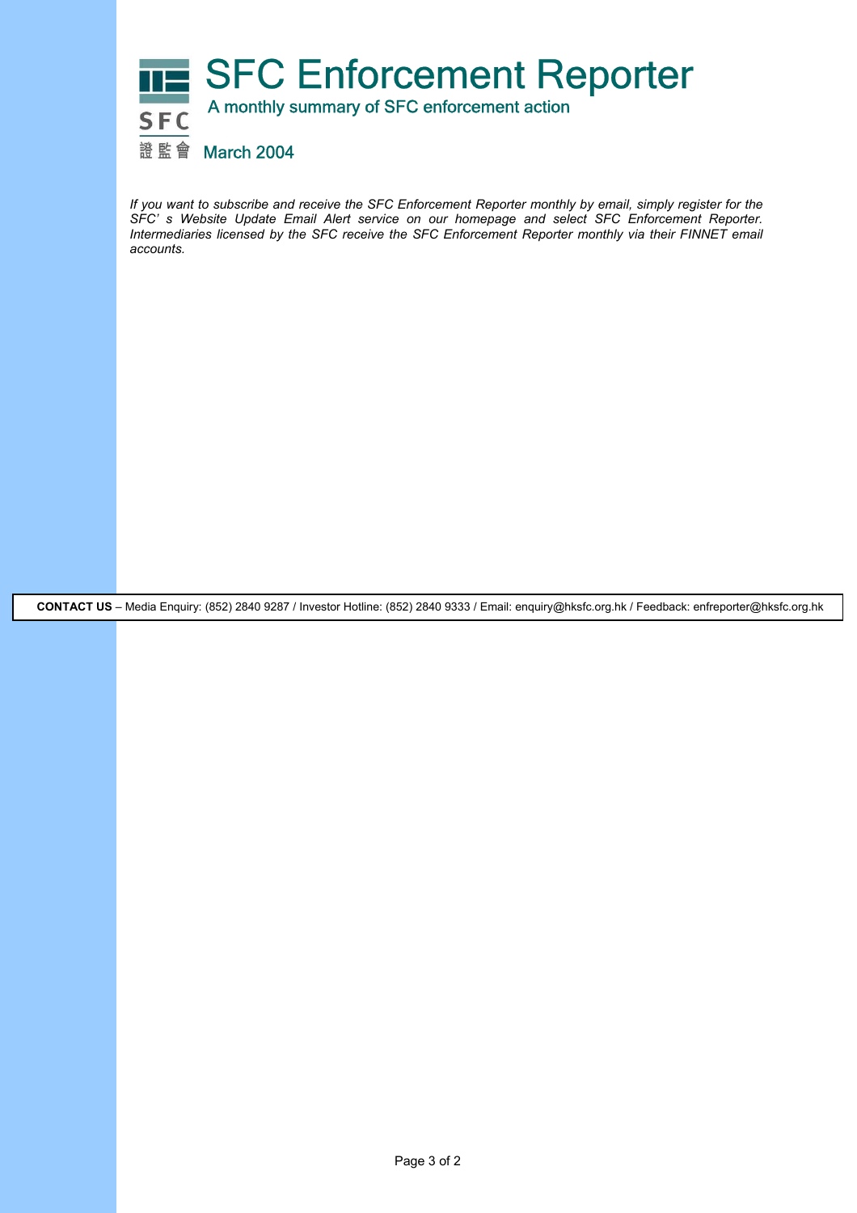# SFC Enforcement Reporter

A monthly summary of SFC enforcement action

SFC 證監會

March 2004

*If you want to subscribe and receive the SFC Enforcement Reporter monthly by email, simply register for the SFC' s Website Update Email Alert service on our homepage and select SFC Enforcement Reporter. Intermediaries licensed by the SFC receive the SFC Enforcement Reporter monthly via their FINNET email accounts.*

**CONTACT US** – Media Enquiry: (852) 2840 9287 / Investor Hotline: (852) 2840 9333 / Email: enquiry@hksfc.org.hk / Feedback: enfreporter@hksfc.org.hk